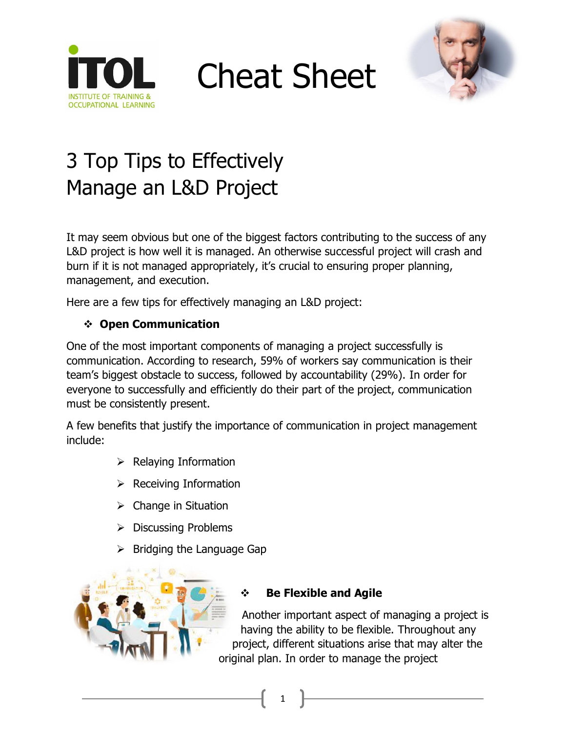ITOL
INSTITUTE OF TRAINING & OCCUPATIONAL LEARNING

# Cheat Sheet

## 3 Top Tips to Effectively Manage an L&D Project

It may seem obvious but one of the biggest factors contributing to the success of any L&D project is how well it is managed. An otherwise successful project will crash and burn if it is not managed appropriately, it's crucial to ensuring proper planning, management, and execution.

Here are a few tips for effectively managing an L&D project:

### ❖ Open Communication

One of the most important components of managing a project successfully is communication. According to research, 59% of workers say communication is their team's biggest obstacle to success, followed by accountability (29%). In order for everyone to successfully and efficiently do their part of the project, communication must be consistently present.

A few benefits that justify the importance of communication in project management include:

- Relaying Information
- Receiving Information
- Change in Situation
- Discussing Problems
- Bridging the Language Gap

### ❖ Be Flexible and Agile

Another important aspect of managing a project is having the ability to be flexible. Throughout any project, different situations arise that may alter the original plan. In order to manage the project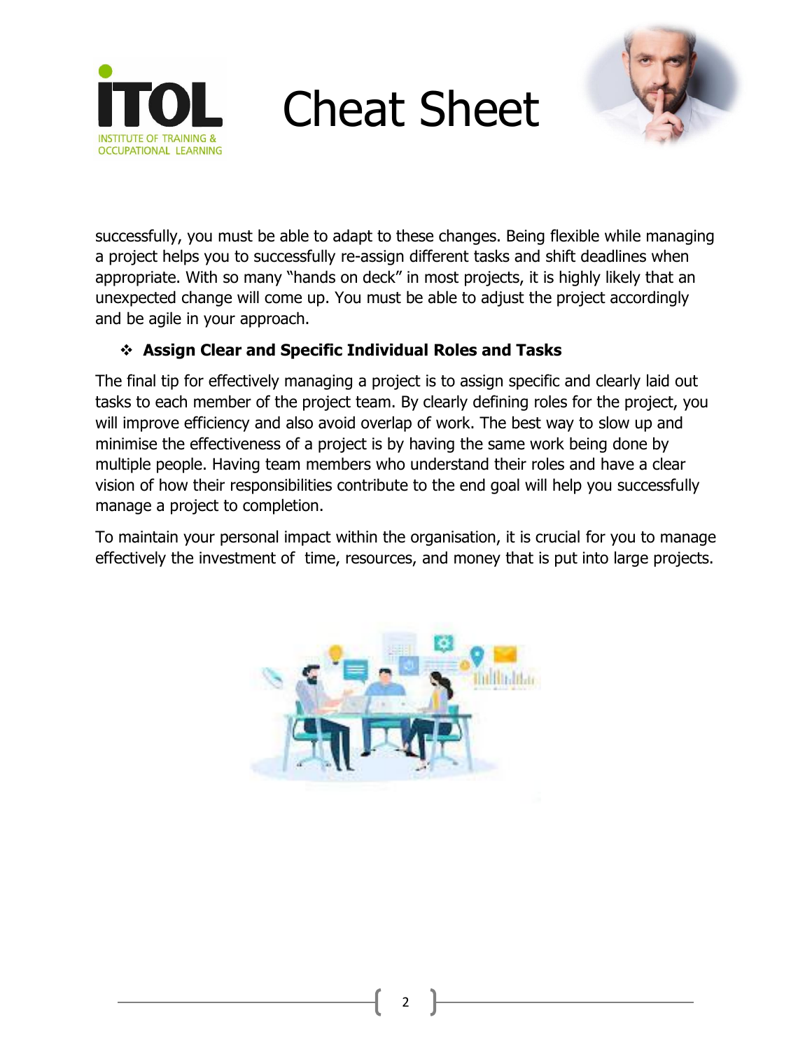successfully, you must be able to adapt to these changes. Being flexible while managing a project helps you to successfully re-assign different tasks and shift deadlines when appropriate. With so many "hands on deck" in most projects, it is highly likely that an unexpected change will come up. You must be able to adjust the project accordingly and be agile in your approach.

### ❖ Assign Clear and Specific Individual Roles and Tasks

The final tip for effectively managing a project is to assign specific and clearly laid out tasks to each member of the project team. By clearly defining roles for the project, you will improve efficiency and also avoid overlap of work. The best way to slow up and minimise the effectiveness of a project is by having the same work being done by multiple people. Having team members who understand their roles and have a clear vision of how their responsibilities contribute to the end goal will help you successfully manage a project to completion.

To maintain your personal impact within the organisation, it is crucial for you to manage effectively the investment of time, resources, and money that is put into large projects.